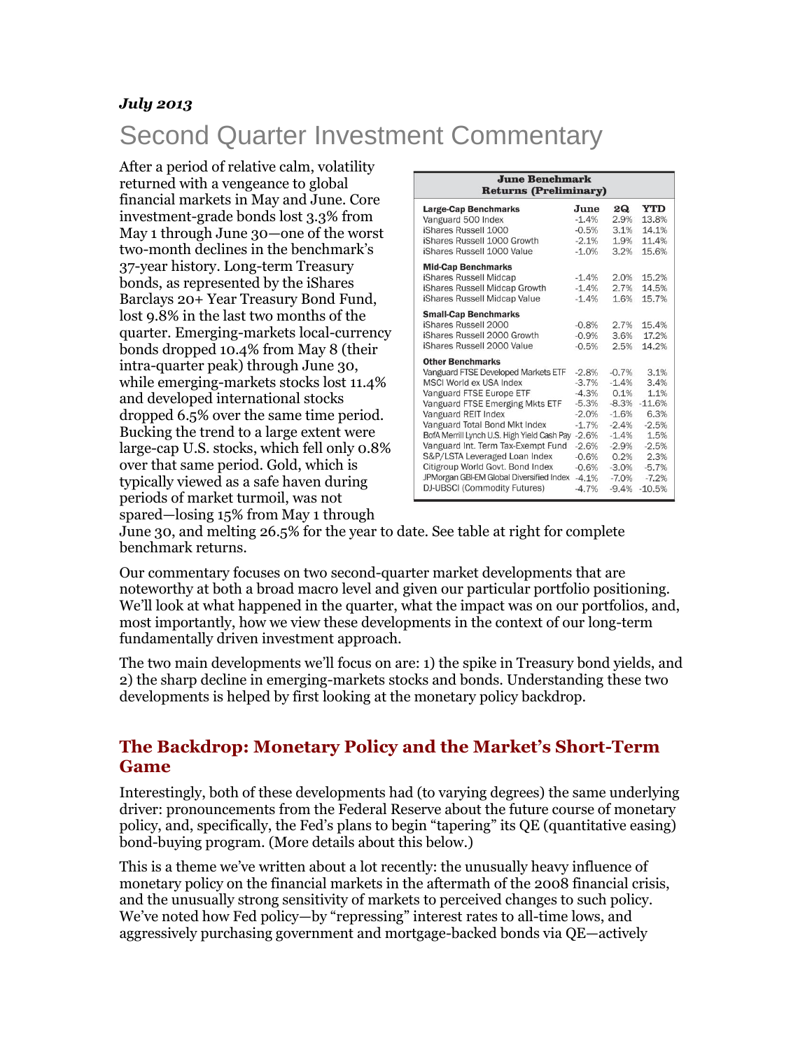*July 2013*

# Second Quarter Investment Commentary

After a period of relative calm, volatility returned with a vengeance to global financial markets in May and June. Core investment-grade bonds lost 3.3% from May 1 through June 30—one of the worst two-month declines in the benchmark's 37-year history. Long-term Treasury bonds, as represented by the iShares Barclays 20+ Year Treasury Bond Fund, lost 9.8% in the last two months of the quarter. Emerging-markets local-currency bonds dropped 10.4% from May 8 (their intra-quarter peak) through June 30, while emerging-markets stocks lost 11.4% and developed international stocks dropped 6.5% over the same time period. Bucking the trend to a large extent were large-cap U.S. stocks, which fell only 0.8% over that same period. Gold, which is typically viewed as a safe haven during periods of market turmoil, was not spared—losing 15% from May 1 through June 30, and melting 26.5% for the year to date. See table at right for complete benchmark returns.

**June Benchmark Returns (Preliminary)**

| Large-Cap Benchmarks | June | 2Q | YTD |
|---|---|---|---|
| Vanguard 500 Index | -1.4% | 2.9% | 13.8% |
| iShares Russell 1000 | -0.5% | 3.1% | 14.1% |
| iShares Russell 1000 Growth | -2.1% | 1.9% | 11.4% |
| iShares Russell 1000 Value | -1.0% | 3.2% | 15.6% |
| **Mid-Cap Benchmarks** | | | |
| iShares Russell Midcap | -1.4% | 2.0% | 15.2% |
| iShares Russell Midcap Growth | -1.4% | 2.7% | 14.5% |
| iShares Russell Midcap Value | -1.4% | 1.6% | 15.7% |
| **Small-Cap Benchmarks** | | | |
| iShares Russell 2000 | -0.8% | 2.7% | 15.4% |
| iShares Russell 2000 Growth | -0.9% | 3.6% | 17.2% |
| iShares Russell 2000 Value | -0.5% | 2.5% | 14.2% |
| **Other Benchmarks** | | | |
| Vanguard FTSE Developed Markets ETF | -2.8% | -0.7% | 3.1% |
| MSCI World ex USA Index | -3.7% | -1.4% | 3.4% |
| Vanguard FTSE Europe ETF | -4.3% | 0.1% | 1.1% |
| Vanguard FTSE Emerging Mkts ETF | -5.3% | -8.3% | -11.6% |
| Vanguard REIT Index | -2.0% | -1.6% | 6.3% |
| Vanguard Total Bond Mkt Index | -1.7% | -2.4% | -2.5% |
| BofA Merrill Lynch U.S. High Yield Cash Pay | -2.6% | -1.4% | 1.5% |
| Vanguard Int. Term Tax-Exempt Fund | -2.6% | -2.9% | -2.5% |
| S&P/LSTA Leveraged Loan Index | -0.6% | 0.2% | 2.3% |
| Citigroup World Govt. Bond Index | -0.6% | -3.0% | -5.7% |
| JPMorgan GBI-EM Global Diversified Index | -4.1% | -7.0% | -7.2% |
| DJ-UBSCI (Commodity Futures) | -4.7% | -9.4% | -10.5% |

Our commentary focuses on two second-quarter market developments that are noteworthy at both a broad macro level and given our particular portfolio positioning. We'll look at what happened in the quarter, what the impact was on our portfolios, and, most importantly, how we view these developments in the context of our long-term fundamentally driven investment approach.

The two main developments we'll focus on are: 1) the spike in Treasury bond yields, and 2) the sharp decline in emerging-markets stocks and bonds. Understanding these two developments is helped by first looking at the monetary policy backdrop.

## The Backdrop: Monetary Policy and the Market's Short-Term Game

Interestingly, both of these developments had (to varying degrees) the same underlying driver: pronouncements from the Federal Reserve about the future course of monetary policy, and, specifically, the Fed's plans to begin "tapering" its QE (quantitative easing) bond-buying program. (More details about this below.)

This is a theme we've written about a lot recently: the unusually heavy influence of monetary policy on the financial markets in the aftermath of the 2008 financial crisis, and the unusually strong sensitivity of markets to perceived changes to such policy. We've noted how Fed policy—by "repressing" interest rates to all-time lows, and aggressively purchasing government and mortgage-backed bonds via QE—actively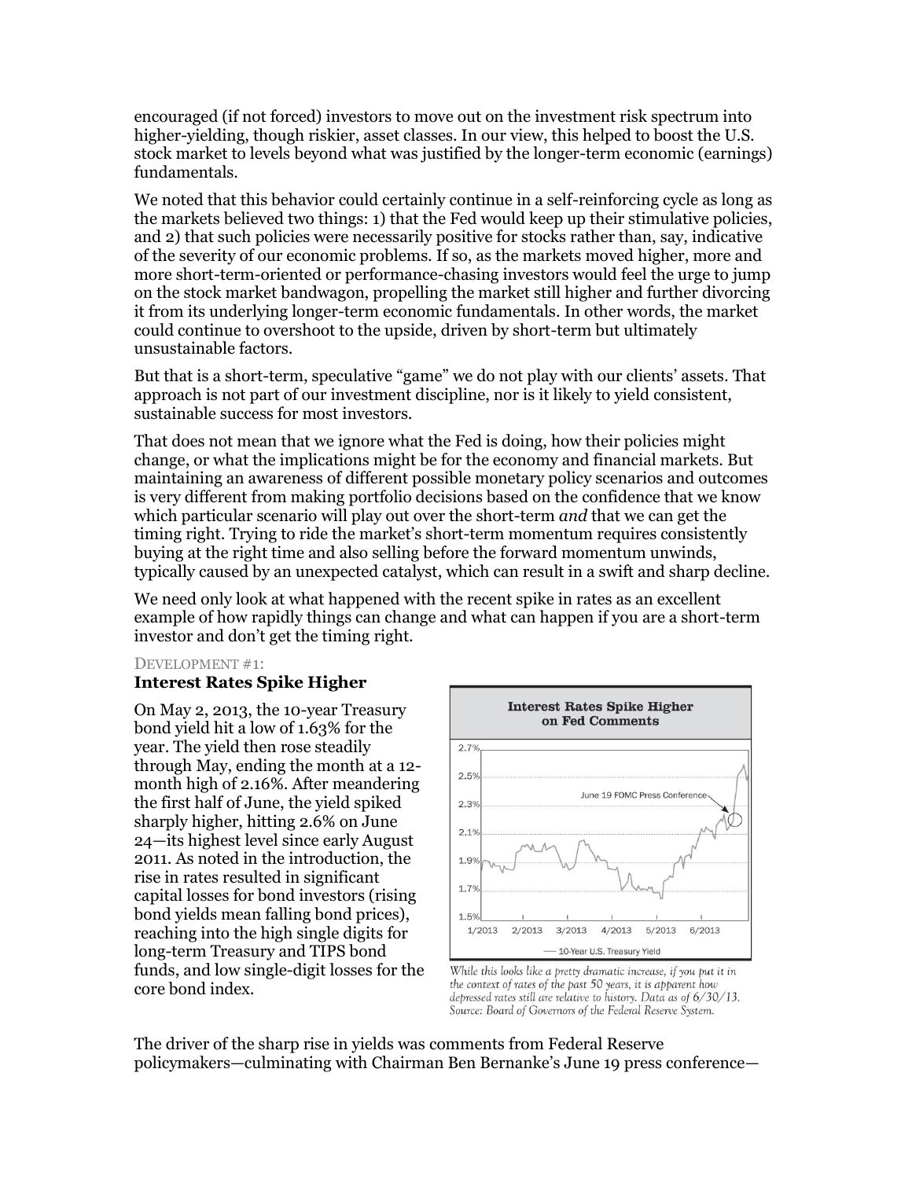encouraged (if not forced) investors to move out on the investment risk spectrum into higher-yielding, though riskier, asset classes. In our view, this helped to boost the U.S. stock market to levels beyond what was justified by the longer-term economic (earnings) fundamentals.

We noted that this behavior could certainly continue in a self-reinforcing cycle as long as the markets believed two things: 1) that the Fed would keep up their stimulative policies, and 2) that such policies were necessarily positive for stocks rather than, say, indicative of the severity of our economic problems. If so, as the markets moved higher, more and more short-term-oriented or performance-chasing investors would feel the urge to jump on the stock market bandwagon, propelling the market still higher and further divorcing it from its underlying longer-term economic fundamentals. In other words, the market could continue to overshoot to the upside, driven by short-term but ultimately unsustainable factors.

But that is a short-term, speculative "game" we do not play with our clients' assets. That approach is not part of our investment discipline, nor is it likely to yield consistent, sustainable success for most investors.

That does not mean that we ignore what the Fed is doing, how their policies might change, or what the implications might be for the economy and financial markets. But maintaining an awareness of different possible monetary policy scenarios and outcomes is very different from making portfolio decisions based on the confidence that we know which particular scenario will play out over the short-term *and* that we can get the timing right. Trying to ride the market's short-term momentum requires consistently buying at the right time and also selling before the forward momentum unwinds, typically caused by an unexpected catalyst, which can result in a swift and sharp decline.

We need only look at what happened with the recent spike in rates as an excellent example of how rapidly things can change and what can happen if you are a short-term investor and don't get the timing right.

DEVELOPMENT #1:

### Interest Rates Spike Higher

On May 2, 2013, the 10-year Treasury bond yield hit a low of 1.63% for the year. The yield then rose steadily through May, ending the month at a 12-month high of 2.16%. After meandering the first half of June, the yield spiked sharply higher, hitting 2.6% on June 24—its highest level since early August 2011. As noted in the introduction, the rise in rates resulted in significant capital losses for bond investors (rising bond yields mean falling bond prices), reaching into the high single digits for long-term Treasury and TIPS bond funds, and low single-digit losses for the core bond index.

**Interest Rates Spike Higher on Fed Comments**

*While this looks like a pretty dramatic increase, if you put it in the context of rates of the past 50 years, it is apparent how depressed rates still are relative to history. Data as of 6/30/13. Source: Board of Governors of the Federal Reserve System.*

The driver of the sharp rise in yields was comments from Federal Reserve policymakers—culminating with Chairman Ben Bernanke's June 19 press conference—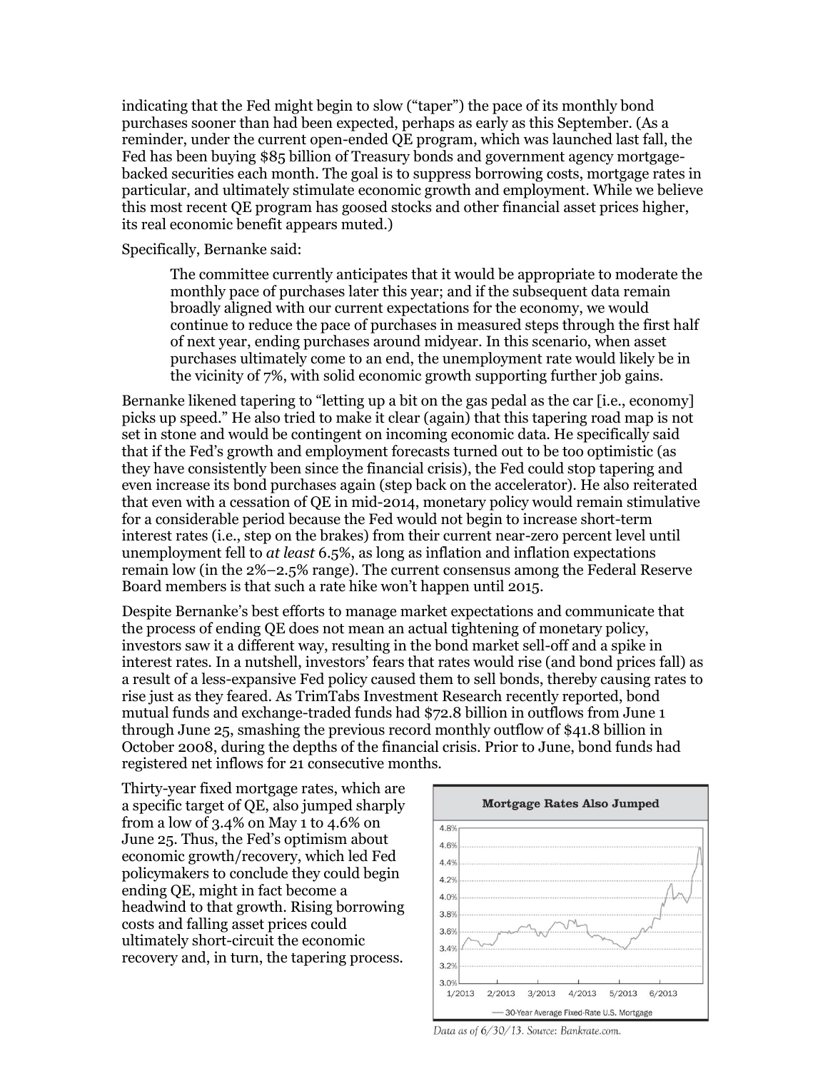indicating that the Fed might begin to slow ("taper") the pace of its monthly bond purchases sooner than had been expected, perhaps as early as this September. (As a reminder, under the current open-ended QE program, which was launched last fall, the Fed has been buying $85 billion of Treasury bonds and government agency mortgage-backed securities each month. The goal is to suppress borrowing costs, mortgage rates in particular, and ultimately stimulate economic growth and employment. While we believe this most recent QE program has goosed stocks and other financial asset prices higher, its real economic benefit appears muted.)

Specifically, Bernanke said:

> The committee currently anticipates that it would be appropriate to moderate the monthly pace of purchases later this year; and if the subsequent data remain broadly aligned with our current expectations for the economy, we would continue to reduce the pace of purchases in measured steps through the first half of next year, ending purchases around midyear. In this scenario, when asset purchases ultimately come to an end, the unemployment rate would likely be in the vicinity of 7%, with solid economic growth supporting further job gains.

Bernanke likened tapering to "letting up a bit on the gas pedal as the car [i.e., economy] picks up speed." He also tried to make it clear (again) that this tapering road map is not set in stone and would be contingent on incoming economic data. He specifically said that if the Fed's growth and employment forecasts turned out to be too optimistic (as they have consistently been since the financial crisis), the Fed could stop tapering and even increase its bond purchases again (step back on the accelerator). He also reiterated that even with a cessation of QE in mid-2014, monetary policy would remain stimulative for a considerable period because the Fed would not begin to increase short-term interest rates (i.e., step on the brakes) from their current near-zero percent level until unemployment fell to *at least* 6.5%, as long as inflation and inflation expectations remain low (in the 2%–2.5% range). The current consensus among the Federal Reserve Board members is that such a rate hike won't happen until 2015.

Despite Bernanke's best efforts to manage market expectations and communicate that the process of ending QE does not mean an actual tightening of monetary policy, investors saw it a different way, resulting in the bond market sell-off and a spike in interest rates. In a nutshell, investors' fears that rates would rise (and bond prices fall) as a result of a less-expansive Fed policy caused them to sell bonds, thereby causing rates to rise just as they feared. As TrimTabs Investment Research recently reported, bond mutual funds and exchange-traded funds had $72.8 billion in outflows from June 1 through June 25, smashing the previous record monthly outflow of $41.8 billion in October 2008, during the depths of the financial crisis. Prior to June, bond funds had registered net inflows for 21 consecutive months.

Thirty-year fixed mortgage rates, which are a specific target of QE, also jumped sharply from a low of 3.4% on May 1 to 4.6% on June 25. Thus, the Fed's optimism about economic growth/recovery, which led Fed policymakers to conclude they could begin ending QE, might in fact become a headwind to that growth. Rising borrowing costs and falling asset prices could ultimately short-circuit the economic recovery and, in turn, the tapering process.

**Mortgage Rates Also Jumped**

— 30-Year Average Fixed-Rate U.S. Mortgage

*Data as of 6/30/13. Source: Bankrate.com.*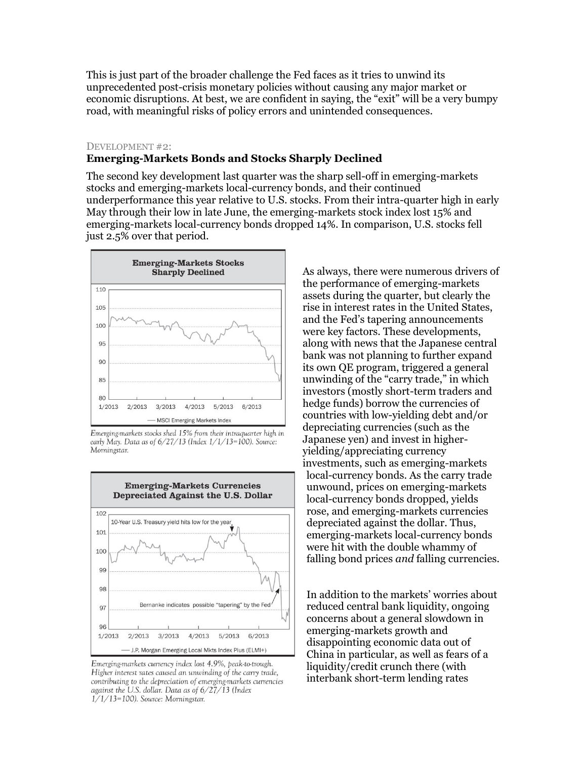This is just part of the broader challenge the Fed faces as it tries to unwind its unprecedented post-crisis monetary policies without causing any major market or economic disruptions. At best, we are confident in saying, the "exit" will be a very bumpy road, with meaningful risks of policy errors and unintended consequences.

DEVELOPMENT #2:

## Emerging-Markets Bonds and Stocks Sharply Declined

The second key development last quarter was the sharp sell-off in emerging-markets stocks and emerging-markets local-currency bonds, and their continued underperformance this year relative to U.S. stocks. From their intra-quarter high in early May through their low in late June, the emerging-markets stock index lost 15% and emerging-markets local-currency bonds dropped 14%. In comparison, U.S. stocks fell just 2.5% over that period.

**Emerging-Markets Stocks Sharply Declined**

*Emerging-markets stocks shed 15% from their intraquarter high in early May. Data as of 6/27/13 (Index 1/1/13=100). Source: Morningstar.*

**Emerging-Markets Currencies Depreciated Against the U.S. Dollar**

*Emerging-markets currency index lost 4.9%, peak-to-trough. Higher interest rates caused an unwinding of the carry trade, contributing to the depreciation of emerging-markets currencies against the U.S. dollar. Data as of 6/27/13 (Index 1/1/13=100). Source: Morningstar.*

As always, there were numerous drivers of the performance of emerging-markets assets during the quarter, but clearly the rise in interest rates in the United States, and the Fed's tapering announcements were key factors. These developments, along with news that the Japanese central bank was not planning to further expand its own QE program, triggered a general unwinding of the "carry trade," in which investors (mostly short-term traders and hedge funds) borrow the currencies of countries with low-yielding debt and/or depreciating currencies (such as the Japanese yen) and invest in higher-yielding/appreciating currency investments, such as emerging-markets local-currency bonds. As the carry trade unwound, prices on emerging-markets local-currency bonds dropped, yields rose, and emerging-markets currencies depreciated against the dollar. Thus, emerging-markets local-currency bonds were hit with the double whammy of falling bond prices *and* falling currencies.

In addition to the markets' worries about reduced central bank liquidity, ongoing concerns about a general slowdown in emerging-markets growth and disappointing economic data out of China in particular, as well as fears of a liquidity/credit crunch there (with interbank short-term lending rates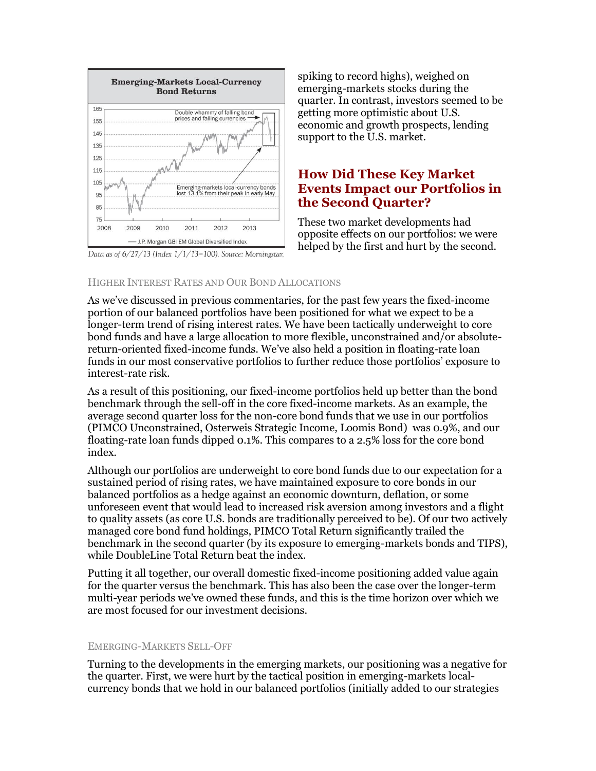**Emerging-Markets Local-Currency Bond Returns**

Double whammy of falling bond prices and falling currencies

Emerging-markets local-currency bonds lost 13.1% from their peak in early May

— J.P. Morgan GBI EM Global Diversified Index

*Data as of 6/27/13 (Index 1/1/13=100). Source: Morningstar.*

spiking to record highs), weighed on emerging-markets stocks during the quarter. In contrast, investors seemed to be getting more optimistic about U.S. economic and growth prospects, lending support to the U.S. market.

## How Did These Key Market Events Impact our Portfolios in the Second Quarter?

These two market developments had opposite effects on our portfolios: we were helped by the first and hurt by the second.

### Higher Interest Rates and Our Bond Allocations

As we've discussed in previous commentaries, for the past few years the fixed-income portion of our balanced portfolios have been positioned for what we expect to be a longer-term trend of rising interest rates. We have been tactically underweight to core bond funds and have a large allocation to more flexible, unconstrained and/or absolute-return-oriented fixed-income funds. We've also held a position in floating-rate loan funds in our most conservative portfolios to further reduce those portfolios' exposure to interest-rate risk.

As a result of this positioning, our fixed-income portfolios held up better than the bond benchmark through the sell-off in the core fixed-income markets. As an example, the average second quarter loss for the non-core bond funds that we use in our portfolios (PIMCO Unconstrained, Osterweis Strategic Income, Loomis Bond) was 0.9%, and our floating-rate loan funds dipped 0.1%. This compares to a 2.5% loss for the core bond index.

Although our portfolios are underweight to core bond funds due to our expectation for a sustained period of rising rates, we have maintained exposure to core bonds in our balanced portfolios as a hedge against an economic downturn, deflation, or some unforeseen event that would lead to increased risk aversion among investors and a flight to quality assets (as core U.S. bonds are traditionally perceived to be). Of our two actively managed core bond fund holdings, PIMCO Total Return significantly trailed the benchmark in the second quarter (by its exposure to emerging-markets bonds and TIPS), while DoubleLine Total Return beat the index.

Putting it all together, our overall domestic fixed-income positioning added value again for the quarter versus the benchmark. This has also been the case over the longer-term multi-year periods we've owned these funds, and this is the time horizon over which we are most focused for our investment decisions.

### Emerging-Markets Sell-Off

Turning to the developments in the emerging markets, our positioning was a negative for the quarter. First, we were hurt by the tactical position in emerging-markets local-currency bonds that we hold in our balanced portfolios (initially added to our strategies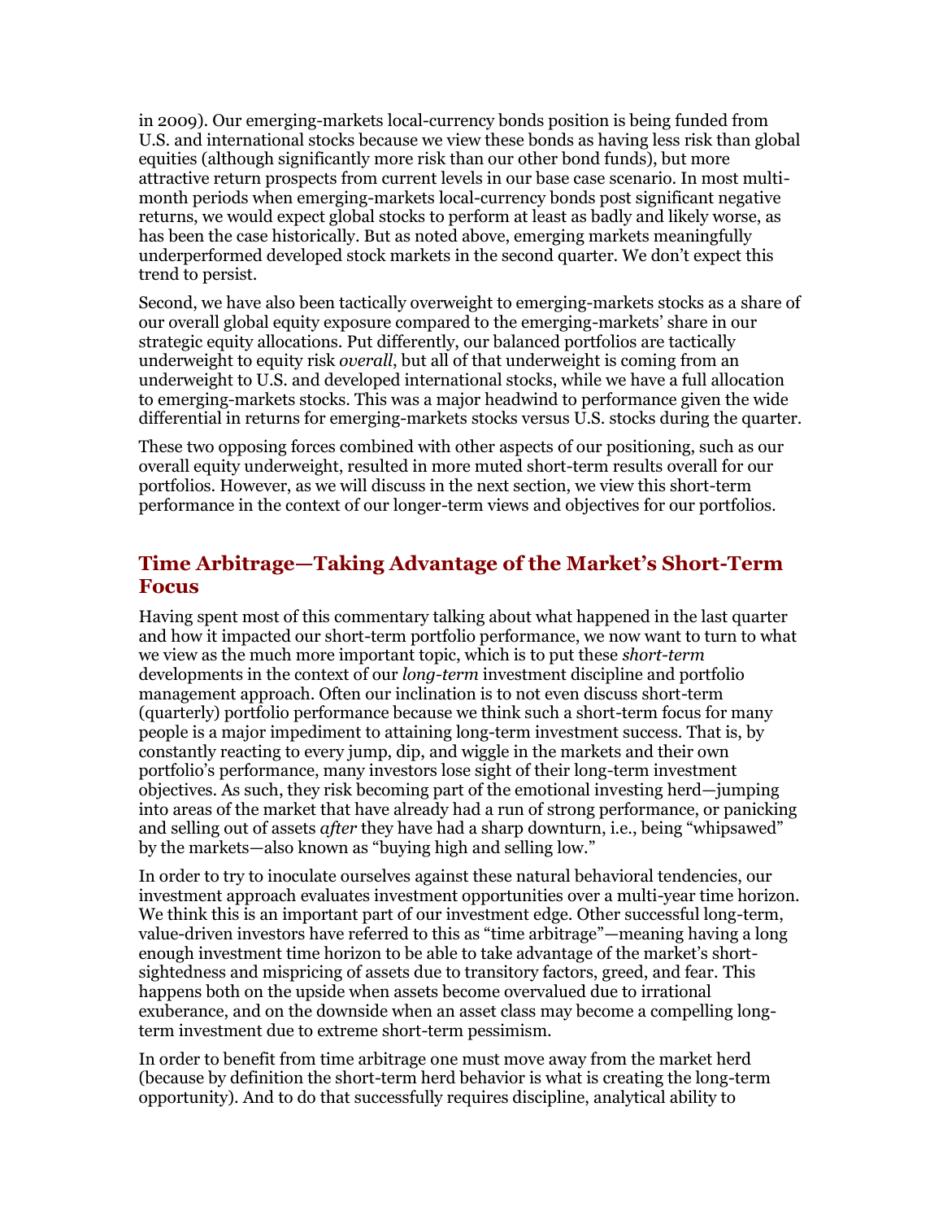in 2009). Our emerging-markets local-currency bonds position is being funded from U.S. and international stocks because we view these bonds as having less risk than global equities (although significantly more risk than our other bond funds), but more attractive return prospects from current levels in our base case scenario. In most multi-month periods when emerging-markets local-currency bonds post significant negative returns, we would expect global stocks to perform at least as badly and likely worse, as has been the case historically. But as noted above, emerging markets meaningfully underperformed developed stock markets in the second quarter. We don't expect this trend to persist.

Second, we have also been tactically overweight to emerging-markets stocks as a share of our overall global equity exposure compared to the emerging-markets' share in our strategic equity allocations. Put differently, our balanced portfolios are tactically underweight to equity risk *overall*, but all of that underweight is coming from an underweight to U.S. and developed international stocks, while we have a full allocation to emerging-markets stocks. This was a major headwind to performance given the wide differential in returns for emerging-markets stocks versus U.S. stocks during the quarter.

These two opposing forces combined with other aspects of our positioning, such as our overall equity underweight, resulted in more muted short-term results overall for our portfolios. However, as we will discuss in the next section, we view this short-term performance in the context of our longer-term views and objectives for our portfolios.

## Time Arbitrage—Taking Advantage of the Market's Short-Term Focus

Having spent most of this commentary talking about what happened in the last quarter and how it impacted our short-term portfolio performance, we now want to turn to what we view as the much more important topic, which is to put these *short-term* developments in the context of our *long-term* investment discipline and portfolio management approach. Often our inclination is to not even discuss short-term (quarterly) portfolio performance because we think such a short-term focus for many people is a major impediment to attaining long-term investment success. That is, by constantly reacting to every jump, dip, and wiggle in the markets and their own portfolio's performance, many investors lose sight of their long-term investment objectives. As such, they risk becoming part of the emotional investing herd—jumping into areas of the market that have already had a run of strong performance, or panicking and selling out of assets *after* they have had a sharp downturn, i.e., being "whipsawed" by the markets—also known as "buying high and selling low."

In order to try to inoculate ourselves against these natural behavioral tendencies, our investment approach evaluates investment opportunities over a multi-year time horizon. We think this is an important part of our investment edge. Other successful long-term, value-driven investors have referred to this as "time arbitrage"—meaning having a long enough investment time horizon to be able to take advantage of the market's short-sightedness and mispricing of assets due to transitory factors, greed, and fear. This happens both on the upside when assets become overvalued due to irrational exuberance, and on the downside when an asset class may become a compelling long-term investment due to extreme short-term pessimism.

In order to benefit from time arbitrage one must move away from the market herd (because by definition the short-term herd behavior is what is creating the long-term opportunity). And to do that successfully requires discipline, analytical ability to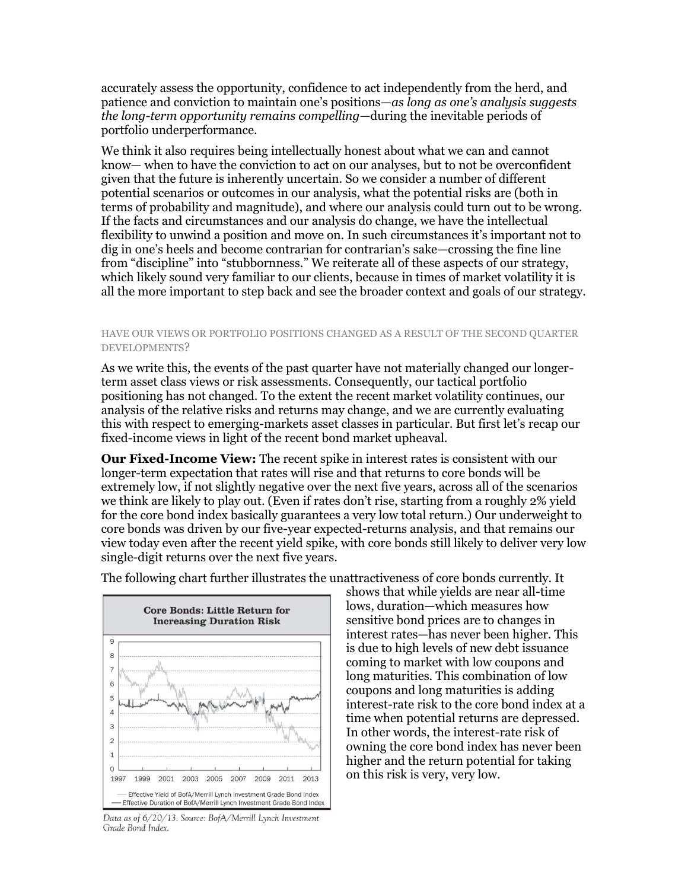accurately assess the opportunity, confidence to act independently from the herd, and patience and conviction to maintain one's positions—*as long as one's analysis suggests the long-term opportunity remains compelling*—during the inevitable periods of portfolio underperformance.

We think it also requires being intellectually honest about what we can and cannot know— when to have the conviction to act on our analyses, but to not be overconfident given that the future is inherently uncertain. So we consider a number of different potential scenarios or outcomes in our analysis, what the potential risks are (both in terms of probability and magnitude), and where our analysis could turn out to be wrong. If the facts and circumstances and our analysis do change, we have the intellectual flexibility to unwind a position and move on. In such circumstances it's important not to dig in one's heels and become contrarian for contrarian's sake—crossing the fine line from "discipline" into "stubbornness." We reiterate all of these aspects of our strategy, which likely sound very familiar to our clients, because in times of market volatility it is all the more important to step back and see the broader context and goals of our strategy.

### HAVE OUR VIEWS OR PORTFOLIO POSITIONS CHANGED AS A RESULT OF THE SECOND QUARTER DEVELOPMENTS?

As we write this, the events of the past quarter have not materially changed our longer-term asset class views or risk assessments. Consequently, our tactical portfolio positioning has not changed. To the extent the recent market volatility continues, our analysis of the relative risks and returns may change, and we are currently evaluating this with respect to emerging-markets asset classes in particular. But first let's recap our fixed-income views in light of the recent bond market upheaval.

**Our Fixed-Income View:** The recent spike in interest rates is consistent with our longer-term expectation that rates will rise and that returns to core bonds will be extremely low, if not slightly negative over the next five years, across all of the scenarios we think are likely to play out. (Even if rates don't rise, starting from a roughly 2% yield for the core bond index basically guarantees a very low total return.) Our underweight to core bonds was driven by our five-year expected-returns analysis, and that remains our view today even after the recent yield spike, with core bonds still likely to deliver very low single-digit returns over the next five years.

The following chart further illustrates the unattractiveness of core bonds currently. It shows that while yields are near all-time lows, duration—which measures how sensitive bond prices are to changes in interest rates—has never been higher. This is due to high levels of new debt issuance coming to market with low coupons and long maturities. This combination of low coupons and long maturities is adding interest-rate risk to the core bond index at a time when potential returns are depressed. In other words, the interest-rate risk of owning the core bond index has never been higher and the return potential for taking on this risk is very, very low.

**Core Bonds: Little Return for Increasing Duration Risk**

— Effective Yield of BofA/Merrill Lynch Investment Grade Bond Index
— Effective Duration of BofA/Merrill Lynch Investment Grade Bond Index

*Data as of 6/20/13. Source: BofA/Merrill Lynch Investment Grade Bond Index.*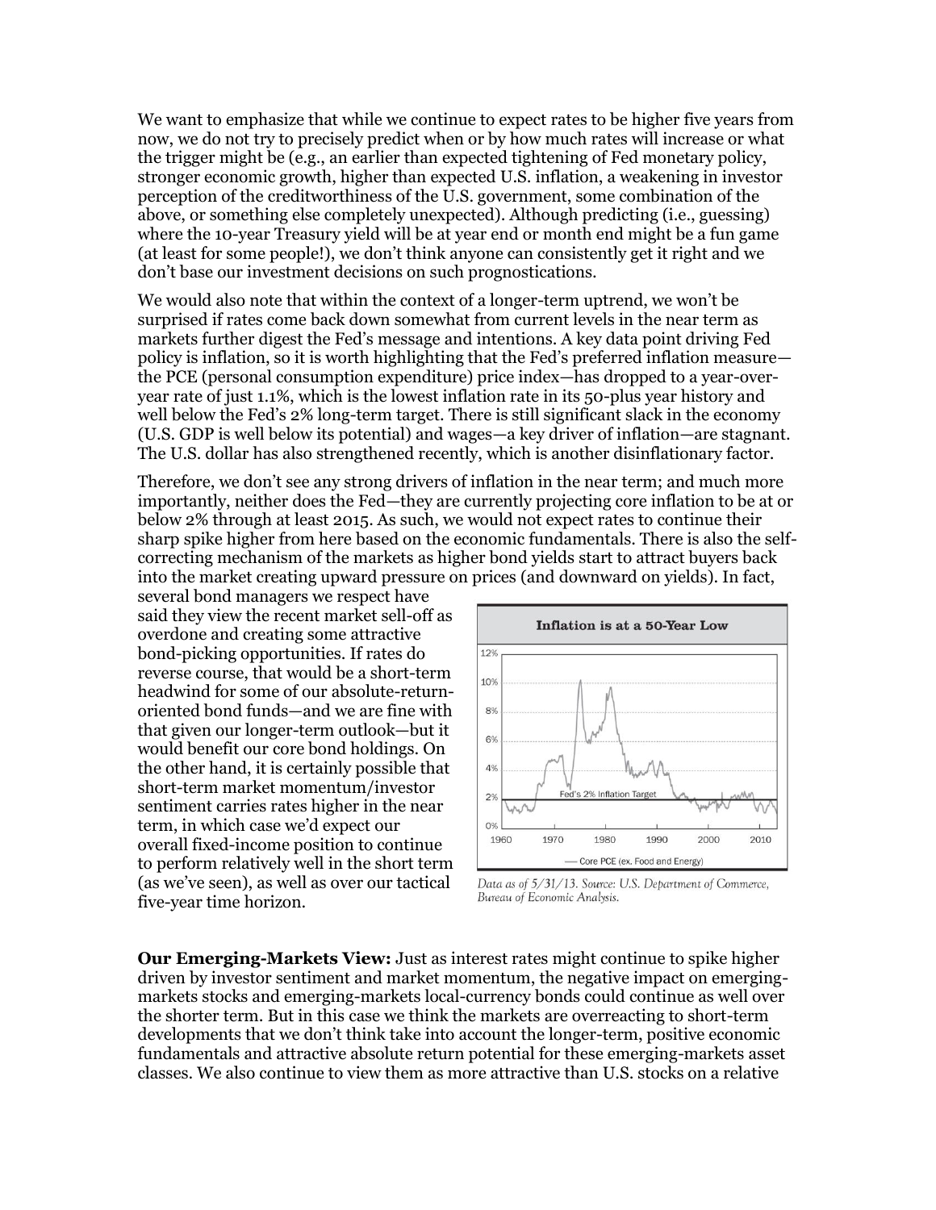We want to emphasize that while we continue to expect rates to be higher five years from now, we do not try to precisely predict when or by how much rates will increase or what the trigger might be (e.g., an earlier than expected tightening of Fed monetary policy, stronger economic growth, higher than expected U.S. inflation, a weakening in investor perception of the creditworthiness of the U.S. government, some combination of the above, or something else completely unexpected). Although predicting (i.e., guessing) where the 10-year Treasury yield will be at year end or month end might be a fun game (at least for some people!), we don't think anyone can consistently get it right and we don't base our investment decisions on such prognostications.

We would also note that within the context of a longer-term uptrend, we won't be surprised if rates come back down somewhat from current levels in the near term as markets further digest the Fed's message and intentions. A key data point driving Fed policy is inflation, so it is worth highlighting that the Fed's preferred inflation measure—the PCE (personal consumption expenditure) price index—has dropped to a year-over-year rate of just 1.1%, which is the lowest inflation rate in its 50-plus year history and well below the Fed's 2% long-term target. There is still significant slack in the economy (U.S. GDP is well below its potential) and wages—a key driver of inflation—are stagnant. The U.S. dollar has also strengthened recently, which is another disinflationary factor.

Therefore, we don't see any strong drivers of inflation in the near term; and much more importantly, neither does the Fed—they are currently projecting core inflation to be at or below 2% through at least 2015. As such, we would not expect rates to continue their sharp spike higher from here based on the economic fundamentals. There is also the self-correcting mechanism of the markets as higher bond yields start to attract buyers back into the market creating upward pressure on prices (and downward on yields). In fact, several bond managers we respect have said they view the recent market sell-off as overdone and creating some attractive bond-picking opportunities. If rates do reverse course, that would be a short-term headwind for some of our absolute-return-oriented bond funds—and we are fine with that given our longer-term outlook—but it would benefit our core bond holdings. On the other hand, it is certainly possible that short-term market momentum/investor sentiment carries rates higher in the near term, in which case we'd expect our overall fixed-income position to continue to perform relatively well in the short term (as we've seen), as well as over our tactical five-year time horizon.

**Inflation is at a 50-Year Low**

*Data as of 5/31/13. Source: U.S. Department of Commerce, Bureau of Economic Analysis.*

**Our Emerging-Markets View:** Just as interest rates might continue to spike higher driven by investor sentiment and market momentum, the negative impact on emerging-markets stocks and emerging-markets local-currency bonds could continue as well over the shorter term. But in this case we think the markets are overreacting to short-term developments that we don't think take into account the longer-term, positive economic fundamentals and attractive absolute return potential for these emerging-markets asset classes. We also continue to view them as more attractive than U.S. stocks on a relative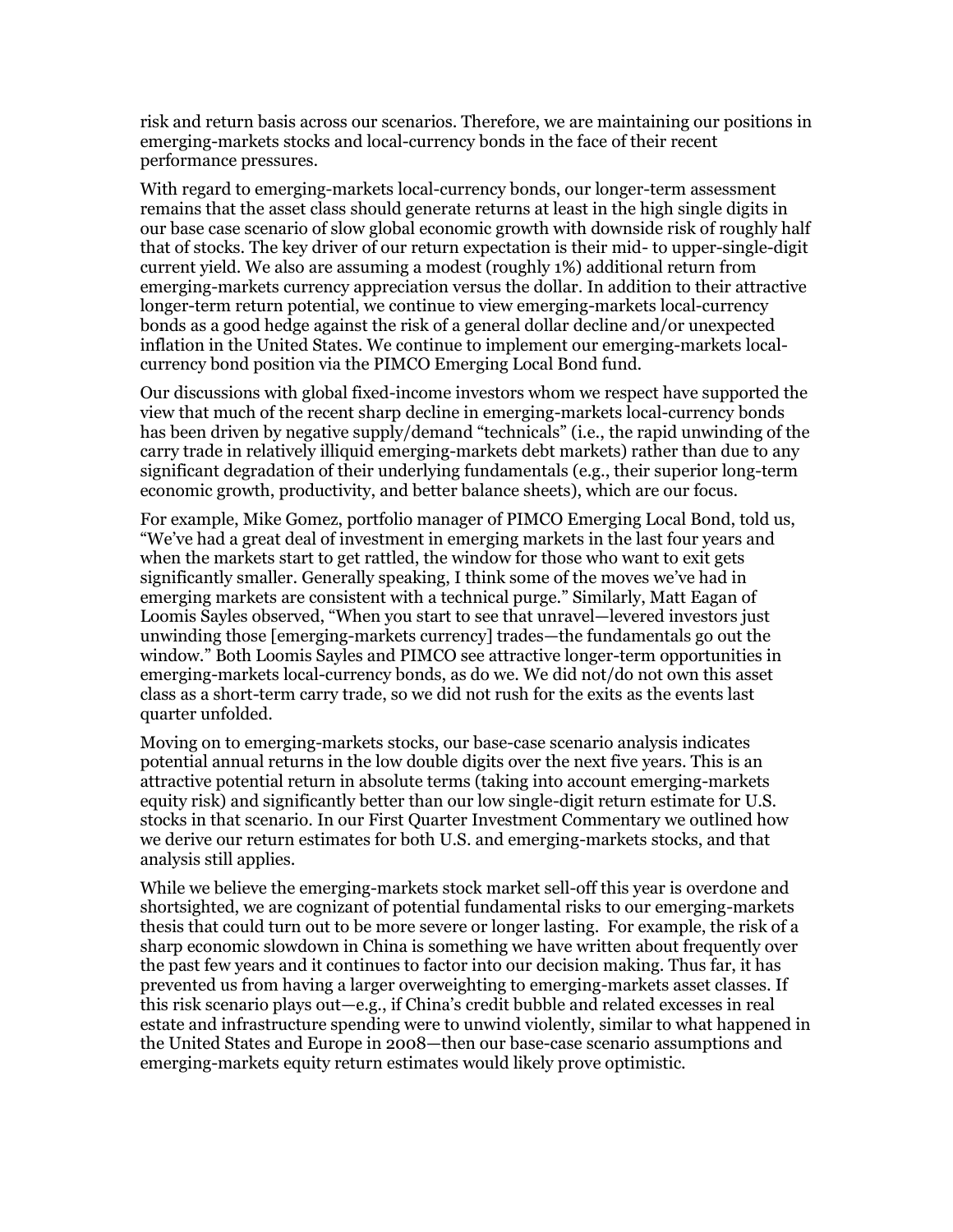risk and return basis across our scenarios. Therefore, we are maintaining our positions in emerging-markets stocks and local-currency bonds in the face of their recent performance pressures.

With regard to emerging-markets local-currency bonds, our longer-term assessment remains that the asset class should generate returns at least in the high single digits in our base case scenario of slow global economic growth with downside risk of roughly half that of stocks. The key driver of our return expectation is their mid- to upper-single-digit current yield. We also are assuming a modest (roughly 1%) additional return from emerging-markets currency appreciation versus the dollar. In addition to their attractive longer-term return potential, we continue to view emerging-markets local-currency bonds as a good hedge against the risk of a general dollar decline and/or unexpected inflation in the United States. We continue to implement our emerging-markets local-currency bond position via the PIMCO Emerging Local Bond fund.

Our discussions with global fixed-income investors whom we respect have supported the view that much of the recent sharp decline in emerging-markets local-currency bonds has been driven by negative supply/demand "technicals" (i.e., the rapid unwinding of the carry trade in relatively illiquid emerging-markets debt markets) rather than due to any significant degradation of their underlying fundamentals (e.g., their superior long-term economic growth, productivity, and better balance sheets), which are our focus.

For example, Mike Gomez, portfolio manager of PIMCO Emerging Local Bond, told us, "We've had a great deal of investment in emerging markets in the last four years and when the markets start to get rattled, the window for those who want to exit gets significantly smaller. Generally speaking, I think some of the moves we've had in emerging markets are consistent with a technical purge." Similarly, Matt Eagan of Loomis Sayles observed, "When you start to see that unravel—levered investors just unwinding those [emerging-markets currency] trades—the fundamentals go out the window." Both Loomis Sayles and PIMCO see attractive longer-term opportunities in emerging-markets local-currency bonds, as do we. We did not/do not own this asset class as a short-term carry trade, so we did not rush for the exits as the events last quarter unfolded.

Moving on to emerging-markets stocks, our base-case scenario analysis indicates potential annual returns in the low double digits over the next five years. This is an attractive potential return in absolute terms (taking into account emerging-markets equity risk) and significantly better than our low single-digit return estimate for U.S. stocks in that scenario. In our First Quarter Investment Commentary we outlined how we derive our return estimates for both U.S. and emerging-markets stocks, and that analysis still applies.

While we believe the emerging-markets stock market sell-off this year is overdone and shortsighted, we are cognizant of potential fundamental risks to our emerging-markets thesis that could turn out to be more severe or longer lasting. For example, the risk of a sharp economic slowdown in China is something we have written about frequently over the past few years and it continues to factor into our decision making. Thus far, it has prevented us from having a larger overweighting to emerging-markets asset classes. If this risk scenario plays out—e.g., if China's credit bubble and related excesses in real estate and infrastructure spending were to unwind violently, similar to what happened in the United States and Europe in 2008—then our base-case scenario assumptions and emerging-markets equity return estimates would likely prove optimistic.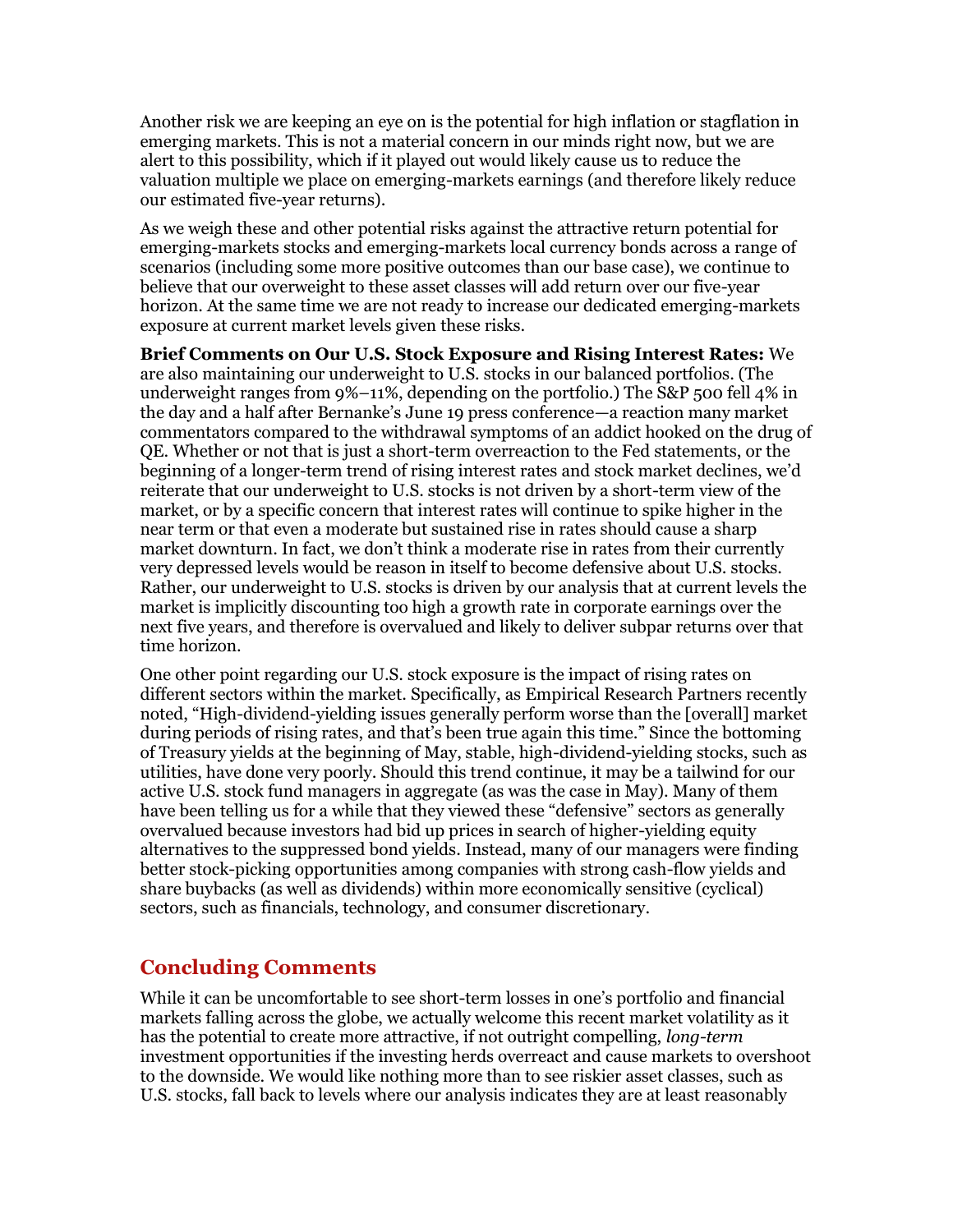Another risk we are keeping an eye on is the potential for high inflation or stagflation in emerging markets. This is not a material concern in our minds right now, but we are alert to this possibility, which if it played out would likely cause us to reduce the valuation multiple we place on emerging-markets earnings (and therefore likely reduce our estimated five-year returns).

As we weigh these and other potential risks against the attractive return potential for emerging-markets stocks and emerging-markets local currency bonds across a range of scenarios (including some more positive outcomes than our base case), we continue to believe that our overweight to these asset classes will add return over our five-year horizon. At the same time we are not ready to increase our dedicated emerging-markets exposure at current market levels given these risks.

**Brief Comments on Our U.S. Stock Exposure and Rising Interest Rates:** We are also maintaining our underweight to U.S. stocks in our balanced portfolios. (The underweight ranges from 9%–11%, depending on the portfolio.) The S&P 500 fell 4% in the day and a half after Bernanke's June 19 press conference—a reaction many market commentators compared to the withdrawal symptoms of an addict hooked on the drug of QE. Whether or not that is just a short-term overreaction to the Fed statements, or the beginning of a longer-term trend of rising interest rates and stock market declines, we'd reiterate that our underweight to U.S. stocks is not driven by a short-term view of the market, or by a specific concern that interest rates will continue to spike higher in the near term or that even a moderate but sustained rise in rates should cause a sharp market downturn. In fact, we don't think a moderate rise in rates from their currently very depressed levels would be reason in itself to become defensive about U.S. stocks. Rather, our underweight to U.S. stocks is driven by our analysis that at current levels the market is implicitly discounting too high a growth rate in corporate earnings over the next five years, and therefore is overvalued and likely to deliver subpar returns over that time horizon.

One other point regarding our U.S. stock exposure is the impact of rising rates on different sectors within the market. Specifically, as Empirical Research Partners recently noted, "High-dividend-yielding issues generally perform worse than the [overall] market during periods of rising rates, and that's been true again this time." Since the bottoming of Treasury yields at the beginning of May, stable, high-dividend-yielding stocks, such as utilities, have done very poorly. Should this trend continue, it may be a tailwind for our active U.S. stock fund managers in aggregate (as was the case in May). Many of them have been telling us for a while that they viewed these "defensive" sectors as generally overvalued because investors had bid up prices in search of higher-yielding equity alternatives to the suppressed bond yields. Instead, many of our managers were finding better stock-picking opportunities among companies with strong cash-flow yields and share buybacks (as well as dividends) within more economically sensitive (cyclical) sectors, such as financials, technology, and consumer discretionary.

## Concluding Comments

While it can be uncomfortable to see short-term losses in one's portfolio and financial markets falling across the globe, we actually welcome this recent market volatility as it has the potential to create more attractive, if not outright compelling, *long-term* investment opportunities if the investing herds overreact and cause markets to overshoot to the downside. We would like nothing more than to see riskier asset classes, such as U.S. stocks, fall back to levels where our analysis indicates they are at least reasonably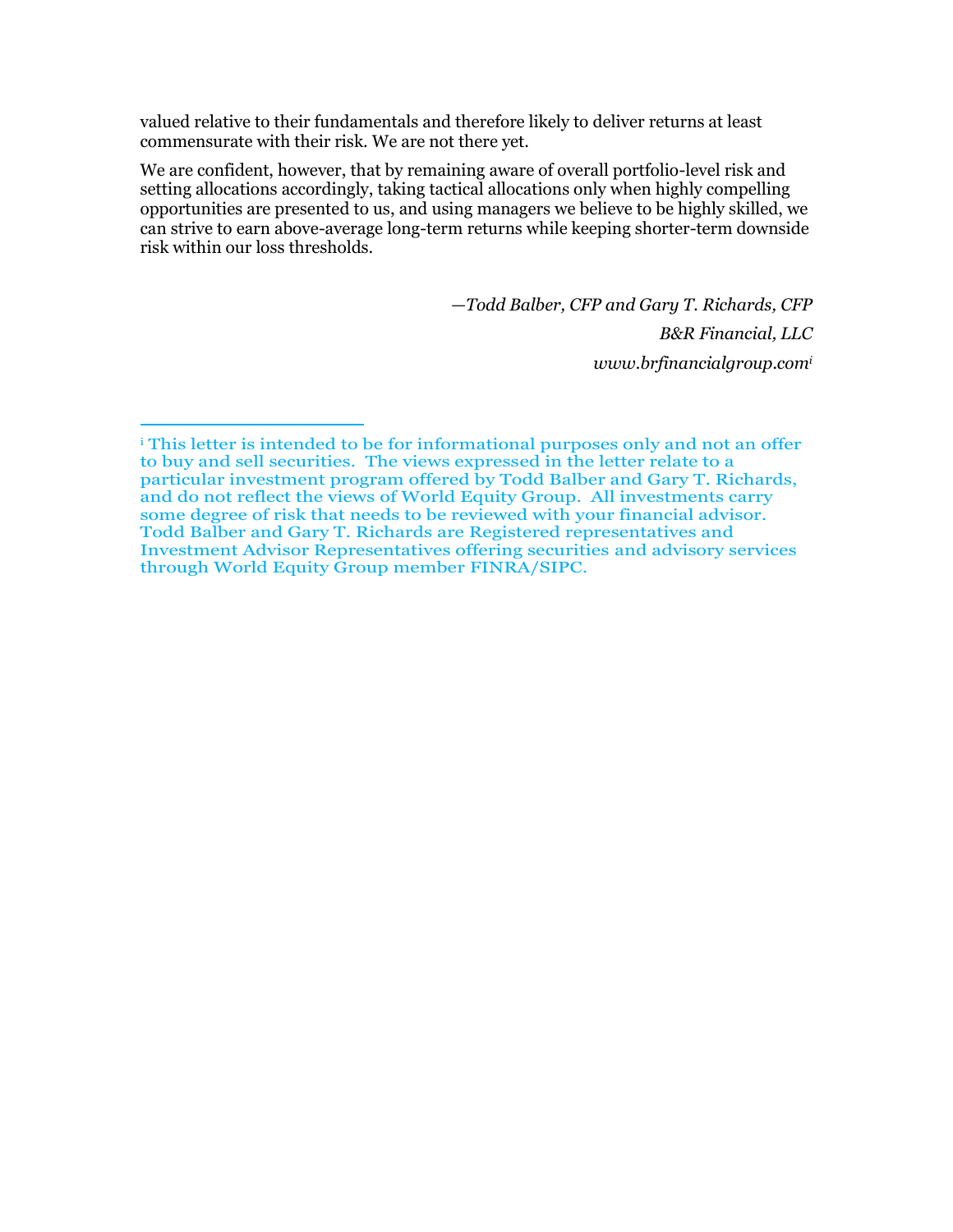valued relative to their fundamentals and therefore likely to deliver returns at least commensurate with their risk. We are not there yet.

We are confident, however, that by remaining aware of overall portfolio-level risk and setting allocations accordingly, taking tactical allocations only when highly compelling opportunities are presented to us, and using managers we believe to be highly skilled, we can strive to earn above-average long-term returns while keeping shorter-term downside risk within our loss thresholds.

*—Todd Balber, CFP and Gary T. Richards, CFP*

*B&R Financial, LLC*

*www.brfinancialgroup.com*[i]

---

[i] This letter is intended to be for informational purposes only and not an offer to buy and sell securities. The views expressed in the letter relate to a particular investment program offered by Todd Balber and Gary T. Richards, and do not reflect the views of World Equity Group. All investments carry some degree of risk that needs to be reviewed with your financial advisor. Todd Balber and Gary T. Richards are Registered representatives and Investment Advisor Representatives offering securities and advisory services through World Equity Group member FINRA/SIPC.